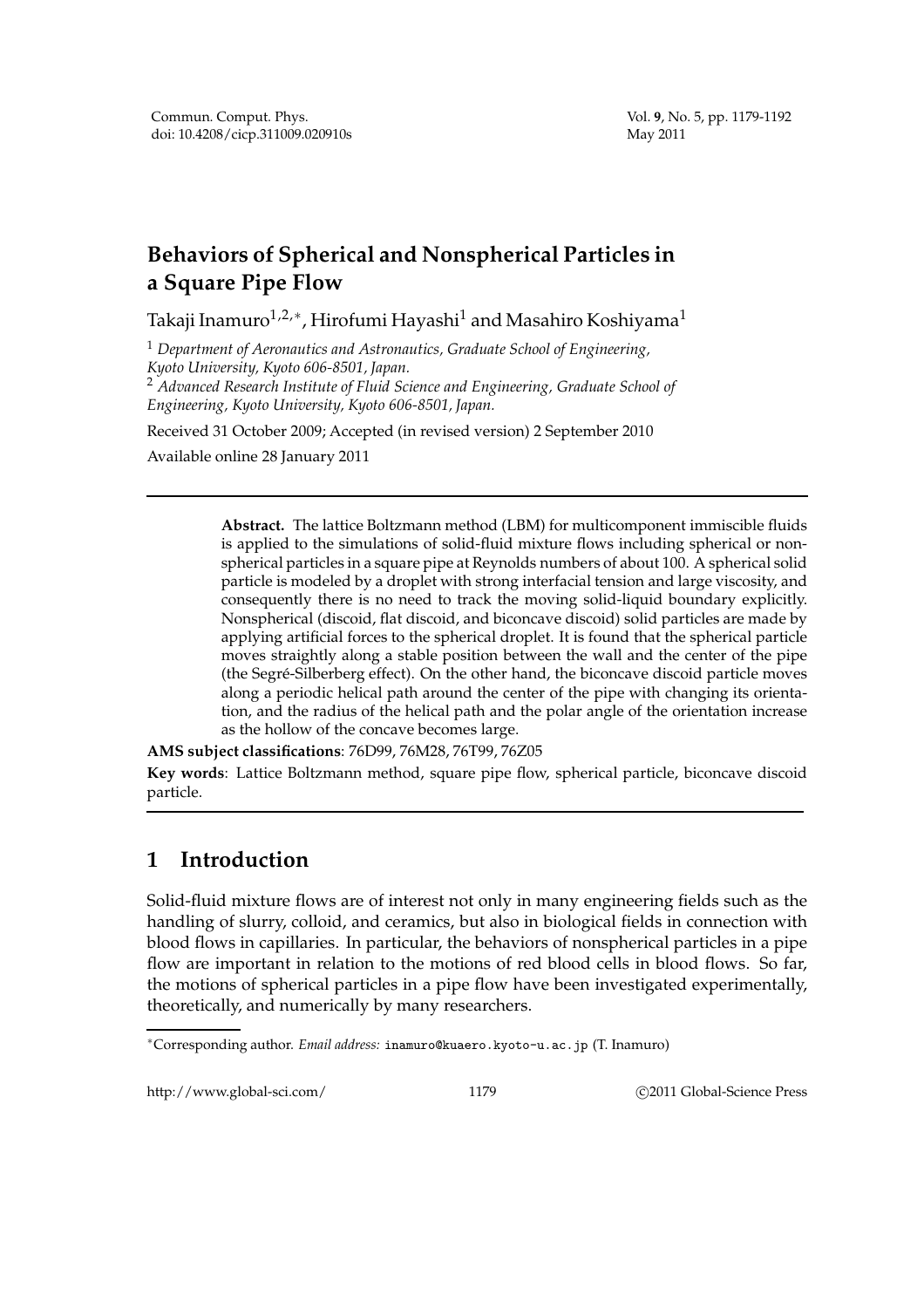# Behaviors of Spherical and Nonspherical Particles in a Square Pipe Flow

Takaji Inamuro[1,2,*], Hirofumi Hayashi[1] and Masahiro Koshiyama[1]

[1] *Department of Aeronautics and Astronautics, Graduate School of Engineering, Kyoto University, Kyoto 606-8501, Japan.*

[2] *Advanced Research Institute of Fluid Science and Engineering, Graduate School of Engineering, Kyoto University, Kyoto 606-8501, Japan.*

Received 31 October 2009; Accepted (in revised version) 2 September 2010

Available online 28 January 2011

---

**Abstract.** The lattice Boltzmann method (LBM) for multicomponent immiscible fluids is applied to the simulations of solid-fluid mixture flows including spherical or nonspherical particles in a square pipe at Reynolds numbers of about 100. A spherical solid particle is modeled by a droplet with strong interfacial tension and large viscosity, and consequently there is no need to track the moving solid-liquid boundary explicitly. Nonspherical (discoid, flat discoid, and biconcave discoid) solid particles are made by applying artificial forces to the spherical droplet. It is found that the spherical particle moves straightly along a stable position between the wall and the center of the pipe (the Segré-Silberberg effect). On the other hand, the biconcave discoid particle moves along a periodic helical path around the center of the pipe with changing its orientation, and the radius of the helical path and the polar angle of the orientation increase as the hollow of the concave becomes large.

**AMS subject classifications**: 76D99, 76M28, 76T99, 76Z05

**Key words**: Lattice Boltzmann method, square pipe flow, spherical particle, biconcave discoid particle.

---

## 1 Introduction

Solid-fluid mixture flows are of interest not only in many engineering fields such as the handling of slurry, colloid, and ceramics, but also in biological fields in connection with blood flows in capillaries. In particular, the behaviors of nonspherical particles in a pipe flow are important in relation to the motions of red blood cells in blood flows. So far, the motions of spherical particles in a pipe flow have been investigated experimentally, theoretically, and numerically by many researchers.

---

*Corresponding author. *Email address:* inamuro@kuaero.kyoto-u.ac.jp (T. Inamuro)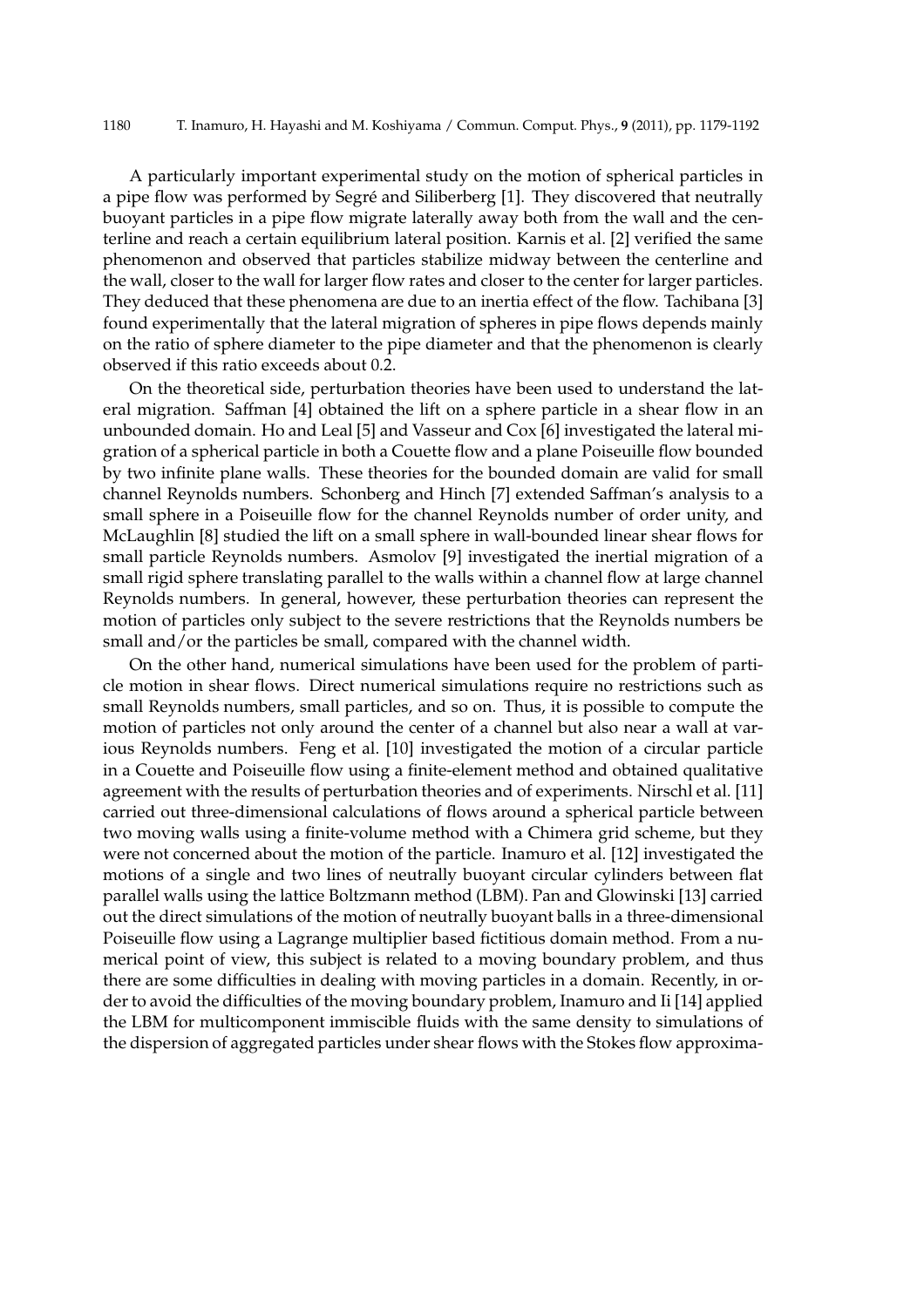A particularly important experimental study on the motion of spherical particles in a pipe flow was performed by Segré and Siliberberg [1]. They discovered that neutrally buoyant particles in a pipe flow migrate laterally away both from the wall and the centerline and reach a certain equilibrium lateral position. Karnis et al. [2] verified the same phenomenon and observed that particles stabilize midway between the centerline and the wall, closer to the wall for larger flow rates and closer to the center for larger particles. They deduced that these phenomena are due to an inertia effect of the flow. Tachibana [3] found experimentally that the lateral migration of spheres in pipe flows depends mainly on the ratio of sphere diameter to the pipe diameter and that the phenomenon is clearly observed if this ratio exceeds about 0.2.

On the theoretical side, perturbation theories have been used to understand the lateral migration. Saffman [4] obtained the lift on a sphere particle in a shear flow in an unbounded domain. Ho and Leal [5] and Vasseur and Cox [6] investigated the lateral migration of a spherical particle in both a Couette flow and a plane Poiseuille flow bounded by two infinite plane walls. These theories for the bounded domain are valid for small channel Reynolds numbers. Schonberg and Hinch [7] extended Saffman's analysis to a small sphere in a Poiseuille flow for the channel Reynolds number of order unity, and McLaughlin [8] studied the lift on a small sphere in wall-bounded linear shear flows for small particle Reynolds numbers. Asmolov [9] investigated the inertial migration of a small rigid sphere translating parallel to the walls within a channel flow at large channel Reynolds numbers. In general, however, these perturbation theories can represent the motion of particles only subject to the severe restrictions that the Reynolds numbers be small and/or the particles be small, compared with the channel width.

On the other hand, numerical simulations have been used for the problem of particle motion in shear flows. Direct numerical simulations require no restrictions such as small Reynolds numbers, small particles, and so on. Thus, it is possible to compute the motion of particles not only around the center of a channel but also near a wall at various Reynolds numbers. Feng et al. [10] investigated the motion of a circular particle in a Couette and Poiseuille flow using a finite-element method and obtained qualitative agreement with the results of perturbation theories and of experiments. Nirschl et al. [11] carried out three-dimensional calculations of flows around a spherical particle between two moving walls using a finite-volume method with a Chimera grid scheme, but they were not concerned about the motion of the particle. Inamuro et al. [12] investigated the motions of a single and two lines of neutrally buoyant circular cylinders between flat parallel walls using the lattice Boltzmann method (LBM). Pan and Glowinski [13] carried out the direct simulations of the motion of neutrally buoyant balls in a three-dimensional Poiseuille flow using a Lagrange multiplier based fictitious domain method. From a numerical point of view, this subject is related to a moving boundary problem, and thus there are some difficulties in dealing with moving particles in a domain. Recently, in order to avoid the difficulties of the moving boundary problem, Inamuro and Ii [14] applied the LBM for multicomponent immiscible fluids with the same density to simulations of the dispersion of aggregated particles under shear flows with the Stokes flow approxima-